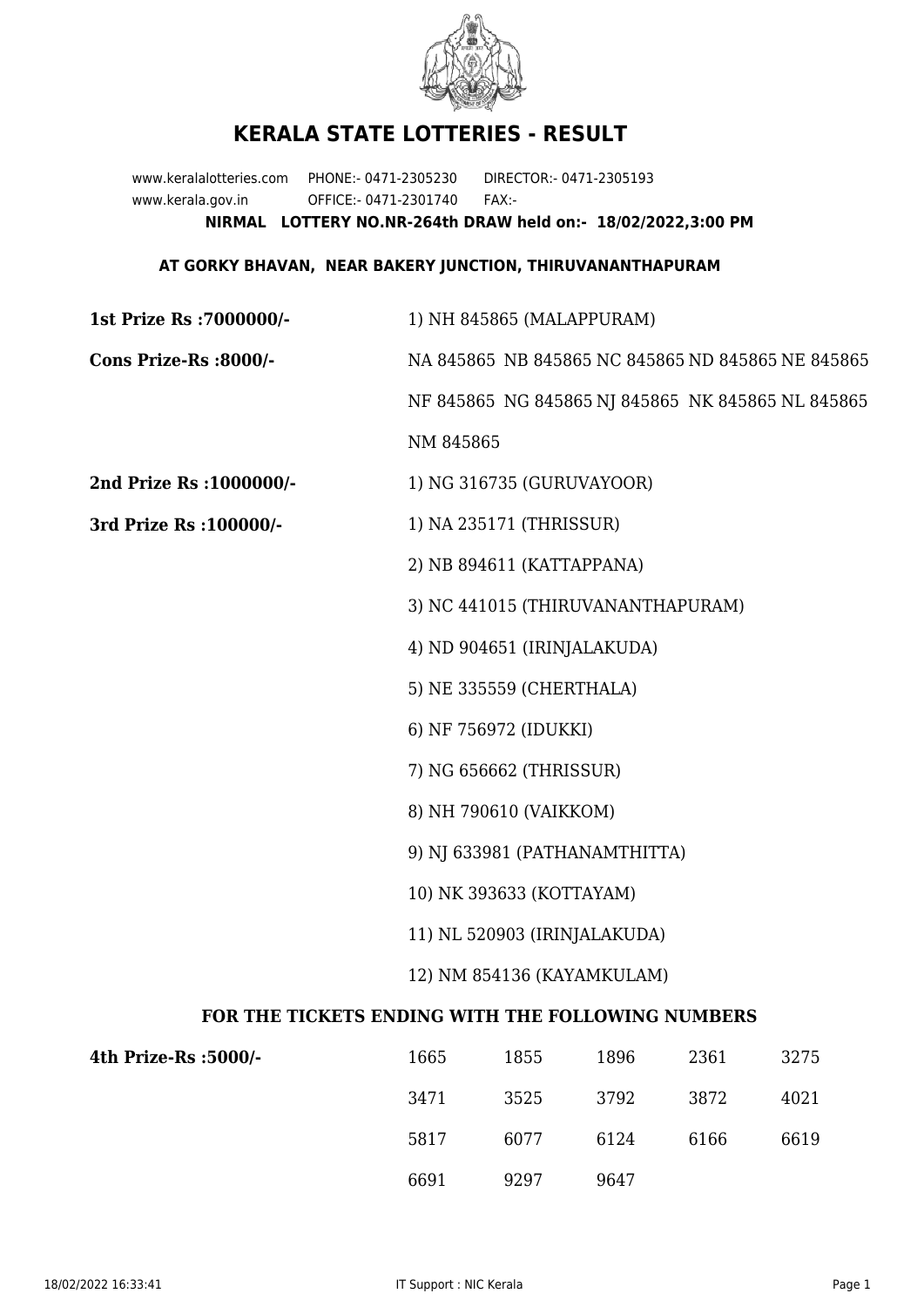# KERALA STATE LOTTERIES - RESULT

www.keralalotteries.com PHONE:- 0471-2305230 DIRECTOR:- 0471-2305193
www.kerala.gov.in OFFICE:- 0471-2301740 FAX:-

**NIRMAL LOTTERY NO.NR-264th DRAW held on:- 18/02/2022,3:00 PM**

**AT GORKY BHAVAN, NEAR BAKERY JUNCTION, THIRUVANANTHAPURAM**

**1st Prize Rs :7000000/-** 1) NH 845865 (MALAPPURAM)

**Cons Prize-Rs :8000/-** NA 845865 NB 845865 NC 845865 ND 845865 NE 845865 NF 845865 NG 845865 NJ 845865 NK 845865 NL 845865 NM 845865

**2nd Prize Rs :1000000/-** 1) NG 316735 (GURUVAYOOR)

**3rd Prize Rs :100000/-**

1) NA 235171 (THRISSUR)
2) NB 894611 (KATTAPPANA)
3) NC 441015 (THIRUVANANTHAPURAM)
4) ND 904651 (IRINJALAKUDA)
5) NE 335559 (CHERTHALA)
6) NF 756972 (IDUKKI)
7) NG 656662 (THRISSUR)
8) NH 790610 (VAIKKOM)
9) NJ 633981 (PATHANAMTHITTA)
10) NK 393633 (KOTTAYAM)
11) NL 520903 (IRINJALAKUDA)
12) NM 854136 (KAYAMKULAM)

## FOR THE TICKETS ENDING WITH THE FOLLOWING NUMBERS

**4th Prize-Rs :5000/-**

| | | | | |
|---|---|---|---|---|
| 1665 | 1855 | 1896 | 2361 | 3275 |
| 3471 | 3525 | 3792 | 3872 | 4021 |
| 5817 | 6077 | 6124 | 6166 | 6619 |
| 6691 | 9297 | 9647 | | |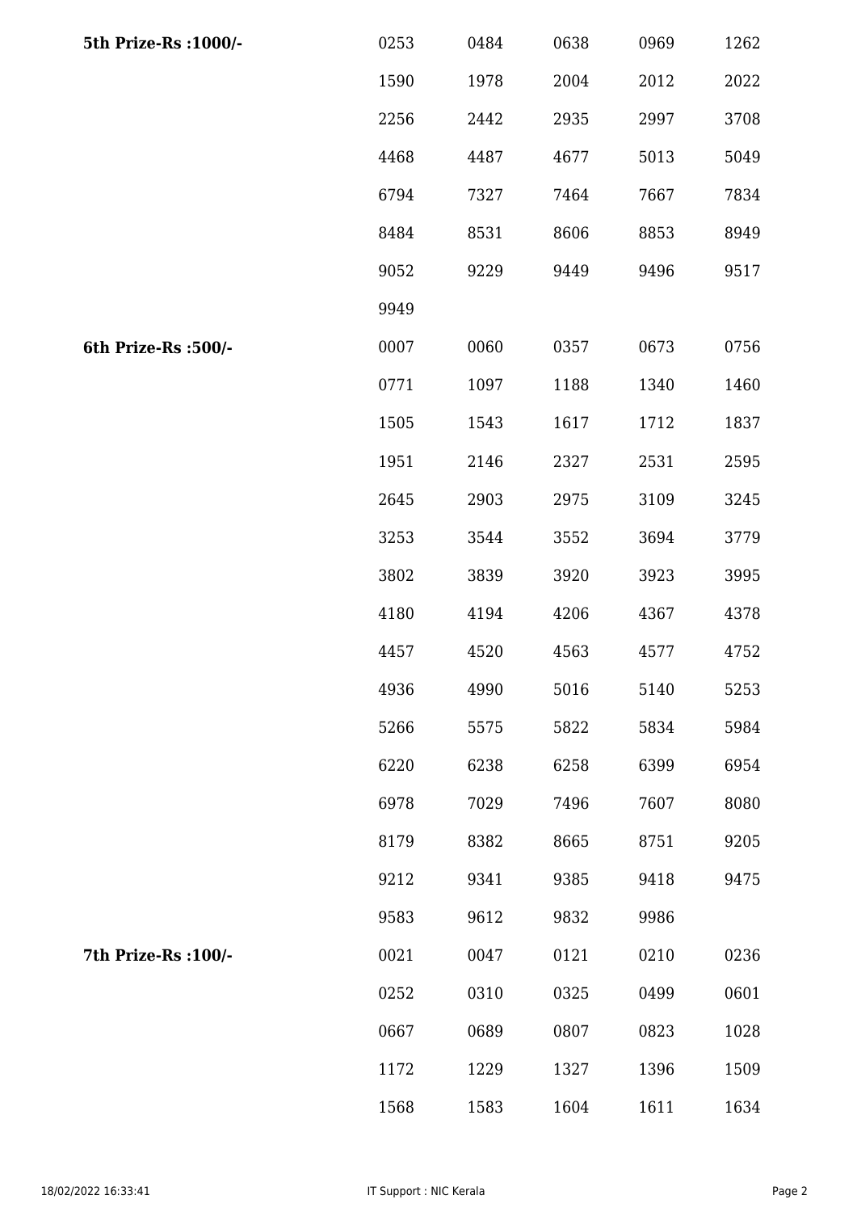| | | | | | |
|---|---|---|---|---|---|
| **5th Prize-Rs :1000/-** | 0253 | 0484 | 0638 | 0969 | 1262 |
| | 1590 | 1978 | 2004 | 2012 | 2022 |
| | 2256 | 2442 | 2935 | 2997 | 3708 |
| | 4468 | 4487 | 4677 | 5013 | 5049 |
| | 6794 | 7327 | 7464 | 7667 | 7834 |
| | 8484 | 8531 | 8606 | 8853 | 8949 |
| | 9052 | 9229 | 9449 | 9496 | 9517 |
| | 9949 | | | | |
| **6th Prize-Rs :500/-** | 0007 | 0060 | 0357 | 0673 | 0756 |
| | 0771 | 1097 | 1188 | 1340 | 1460 |
| | 1505 | 1543 | 1617 | 1712 | 1837 |
| | 1951 | 2146 | 2327 | 2531 | 2595 |
| | 2645 | 2903 | 2975 | 3109 | 3245 |
| | 3253 | 3544 | 3552 | 3694 | 3779 |
| | 3802 | 3839 | 3920 | 3923 | 3995 |
| | 4180 | 4194 | 4206 | 4367 | 4378 |
| | 4457 | 4520 | 4563 | 4577 | 4752 |
| | 4936 | 4990 | 5016 | 5140 | 5253 |
| | 5266 | 5575 | 5822 | 5834 | 5984 |
| | 6220 | 6238 | 6258 | 6399 | 6954 |
| | 6978 | 7029 | 7496 | 7607 | 8080 |
| | 8179 | 8382 | 8665 | 8751 | 9205 |
| | 9212 | 9341 | 9385 | 9418 | 9475 |
| | 9583 | 9612 | 9832 | 9986 | |
| **7th Prize-Rs :100/-** | 0021 | 0047 | 0121 | 0210 | 0236 |
| | 0252 | 0310 | 0325 | 0499 | 0601 |
| | 0667 | 0689 | 0807 | 0823 | 1028 |
| | 1172 | 1229 | 1327 | 1396 | 1509 |
| | 1568 | 1583 | 1604 | 1611 | 1634 |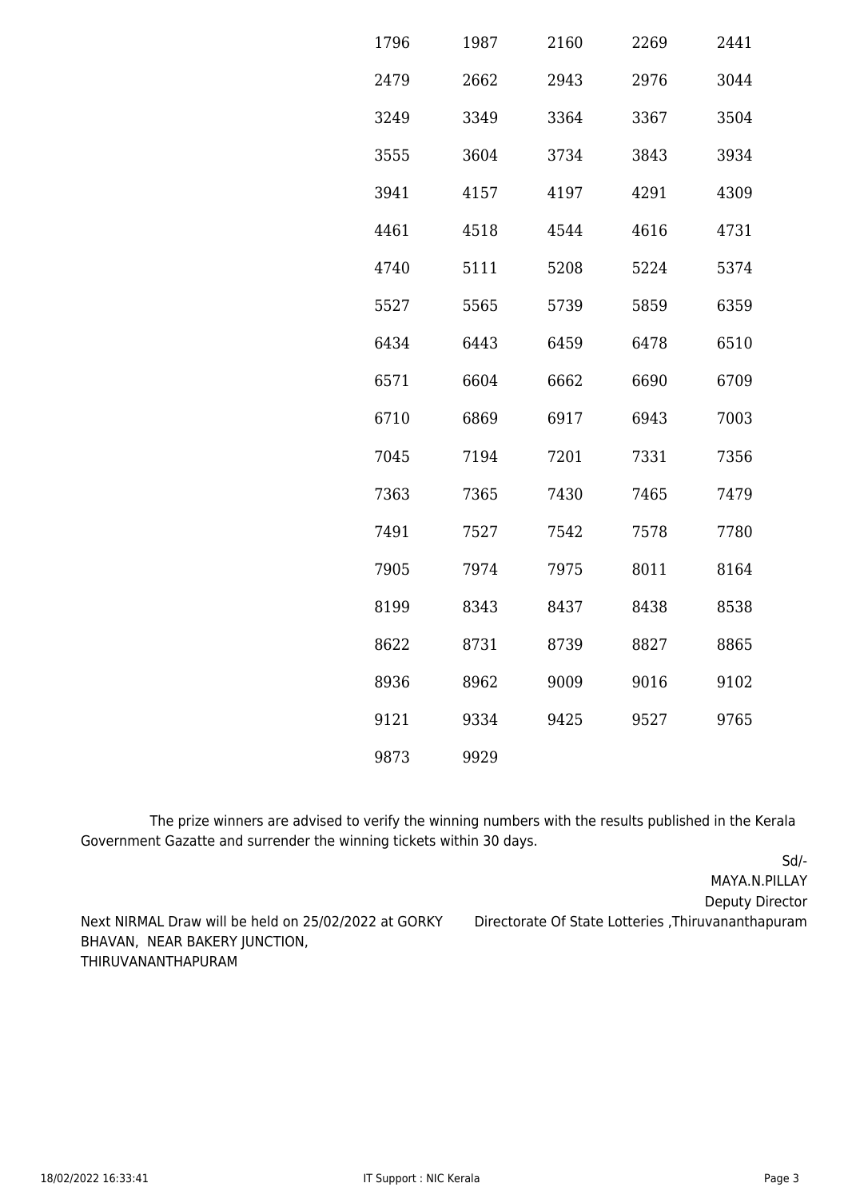| | | | | |
|---|---|---|---|---|
| 1796 | 1987 | 2160 | 2269 | 2441 |
| 2479 | 2662 | 2943 | 2976 | 3044 |
| 3249 | 3349 | 3364 | 3367 | 3504 |
| 3555 | 3604 | 3734 | 3843 | 3934 |
| 3941 | 4157 | 4197 | 4291 | 4309 |
| 4461 | 4518 | 4544 | 4616 | 4731 |
| 4740 | 5111 | 5208 | 5224 | 5374 |
| 5527 | 5565 | 5739 | 5859 | 6359 |
| 6434 | 6443 | 6459 | 6478 | 6510 |
| 6571 | 6604 | 6662 | 6690 | 6709 |
| 6710 | 6869 | 6917 | 6943 | 7003 |
| 7045 | 7194 | 7201 | 7331 | 7356 |
| 7363 | 7365 | 7430 | 7465 | 7479 |
| 7491 | 7527 | 7542 | 7578 | 7780 |
| 7905 | 7974 | 7975 | 8011 | 8164 |
| 8199 | 8343 | 8437 | 8438 | 8538 |
| 8622 | 8731 | 8739 | 8827 | 8865 |
| 8936 | 8962 | 9009 | 9016 | 9102 |
| 9121 | 9334 | 9425 | 9527 | 9765 |
| 9873 | 9929 | | | |

The prize winners are advised to verify the winning numbers with the results published in the Kerala Government Gazatte and surrender the winning tickets within 30 days.

Sd/-
MAYA.N.PILLAY
Deputy Director
Directorate Of State Lotteries ,Thiruvananthapuram

Next NIRMAL Draw will be held on 25/02/2022 at GORKY BHAVAN, NEAR BAKERY JUNCTION, THIRUVANANTHAPURAM